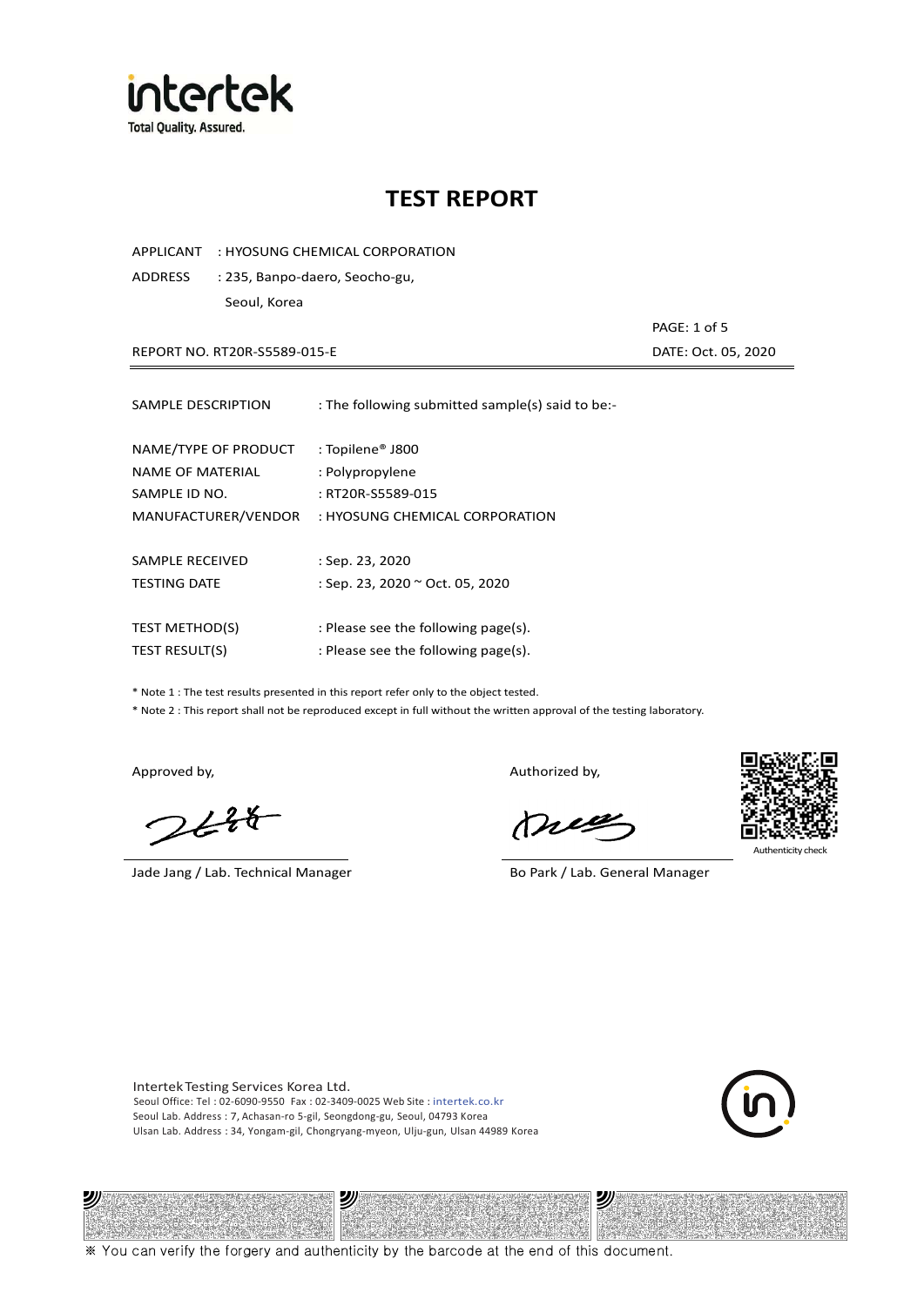# TEST REPORT

APPLICANT : HYOSUNG CHEMICAL CORPORATION

ADDRESS : 235, Banpo-daero, Seocho-gu, Seoul, Korea

REPORT NO. RT20R-S5589-015-E

DATE: Oct. 05, 2020

---

| | |
|---|---|
| SAMPLE DESCRIPTION | : The following submitted sample(s) said to be:- |
| NAME/TYPE OF PRODUCT | : Topilene® J800 |
| NAME OF MATERIAL | : Polypropylene |
| SAMPLE ID NO. | : RT20R-S5589-015 |
| MANUFACTURER/VENDOR | : HYOSUNG CHEMICAL CORPORATION |
| SAMPLE RECEIVED | : Sep. 23, 2020 |
| TESTING DATE | : Sep. 23, 2020 ~ Oct. 05, 2020 |
| TEST METHOD(S) | : Please see the following page(s). |
| TEST RESULT(S) | : Please see the following page(s). |

* Note 1 : The test results presented in this report refer only to the object tested.

* Note 2 : This report shall not be reproduced except in full without the written approval of the testing laboratory.

Approved by,

Jade Jang / Lab. Technical Manager

Authorized by,

Bo Park / Lab. General Manager

Authenticity check

Intertek Testing Services Korea Ltd.
Seoul Office: Tel : 02-6090-9550 Fax : 02-3409-0025 Web Site : intertek.co.kr
Seoul Lab. Address : 7, Achasan-ro 5-gil, Seongdong-gu, Seoul, 04793 Korea
Ulsan Lab. Address : 34, Yongam-gil, Chongryang-myeon, Ulju-gun, Ulsan 44989 Korea

※ You can verify the forgery and authenticity by the barcode at the end of this document.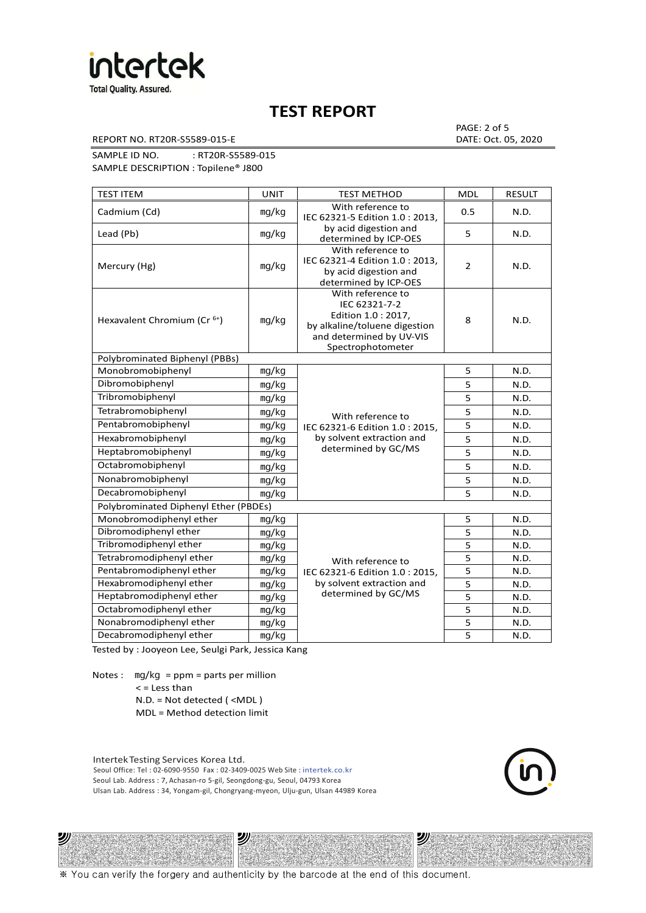# TEST REPORT

REPORT NO. RT20R-S5589-015-E

DATE: Oct. 05, 2020

SAMPLE ID NO. : RT20R-S5589-015

SAMPLE DESCRIPTION : Topilene® J800

| TEST ITEM | UNIT | TEST METHOD | MDL | RESULT |
|---|---|---|---|---|
| Cadmium (Cd) | mg/kg | With reference to IEC 62321-5 Edition 1.0 : 2013, by acid digestion and determined by ICP-OES | 0.5 | N.D. |
| Lead (Pb) | mg/kg | | 5 | N.D. |
| Mercury (Hg) | mg/kg | With reference to IEC 62321-4 Edition 1.0 : 2013, by acid digestion and determined by ICP-OES | 2 | N.D. |
| Hexavalent Chromium ($Cr^{6+}$) | mg/kg | With reference to IEC 62321-7-2 Edition 1.0 : 2017, by alkaline/toluene digestion and determined by UV-VIS Spectrophotometer | 8 | N.D. |
| Polybrominated Biphenyl (PBBs) | | | | |
| Monobromobiphenyl | mg/kg | With reference to IEC 62321-6 Edition 1.0 : 2015, by solvent extraction and determined by GC/MS | 5 | N.D. |
| Dibromobiphenyl | mg/kg | | 5 | N.D. |
| Tribromobiphenyl | mg/kg | | 5 | N.D. |
| Tetrabromobiphenyl | mg/kg | | 5 | N.D. |
| Pentabromobiphenyl | mg/kg | | 5 | N.D. |
| Hexabromobiphenyl | mg/kg | | 5 | N.D. |
| Heptabromobiphenyl | mg/kg | | 5 | N.D. |
| Octabromobiphenyl | mg/kg | | 5 | N.D. |
| Nonabromobiphenyl | mg/kg | | 5 | N.D. |
| Decabromobiphenyl | mg/kg | | 5 | N.D. |
| Polybrominated Diphenyl Ether (PBDEs) | | | | |
| Monobromodiphenyl ether | mg/kg | With reference to IEC 62321-6 Edition 1.0 : 2015, by solvent extraction and determined by GC/MS | 5 | N.D. |
| Dibromodiphenyl ether | mg/kg | | 5 | N.D. |
| Tribromodiphenyl ether | mg/kg | | 5 | N.D. |
| Tetrabromodiphenyl ether | mg/kg | | 5 | N.D. |
| Pentabromodiphenyl ether | mg/kg | | 5 | N.D. |
| Hexabromodiphenyl ether | mg/kg | | 5 | N.D. |
| Heptabromodiphenyl ether | mg/kg | | 5 | N.D. |
| Octabromodiphenyl ether | mg/kg | | 5 | N.D. |
| Nonabromodiphenyl ether | mg/kg | | 5 | N.D. |
| Decabromodiphenyl ether | mg/kg | | 5 | N.D. |

Tested by : Jooyeon Lee, Seulgi Park, Jessica Kang

Notes : mg/kg = ppm = parts per million
< = Less than
N.D. = Not detected ( <MDL )
MDL = Method detection limit

Intertek Testing Services Korea Ltd.
Seoul Office: Tel : 02-6090-9550 Fax : 02-3409-0025 Web Site : intertek.co.kr
Seoul Lab. Address : 7, Achasan-ro 5-gil, Seongdong-gu, Seoul, 04793 Korea
Ulsan Lab. Address : 34, Yongam-gil, Chongryang-myeon, Ulju-gun, Ulsan 44989 Korea

※ You can verify the forgery and authenticity by the barcode at the end of this document.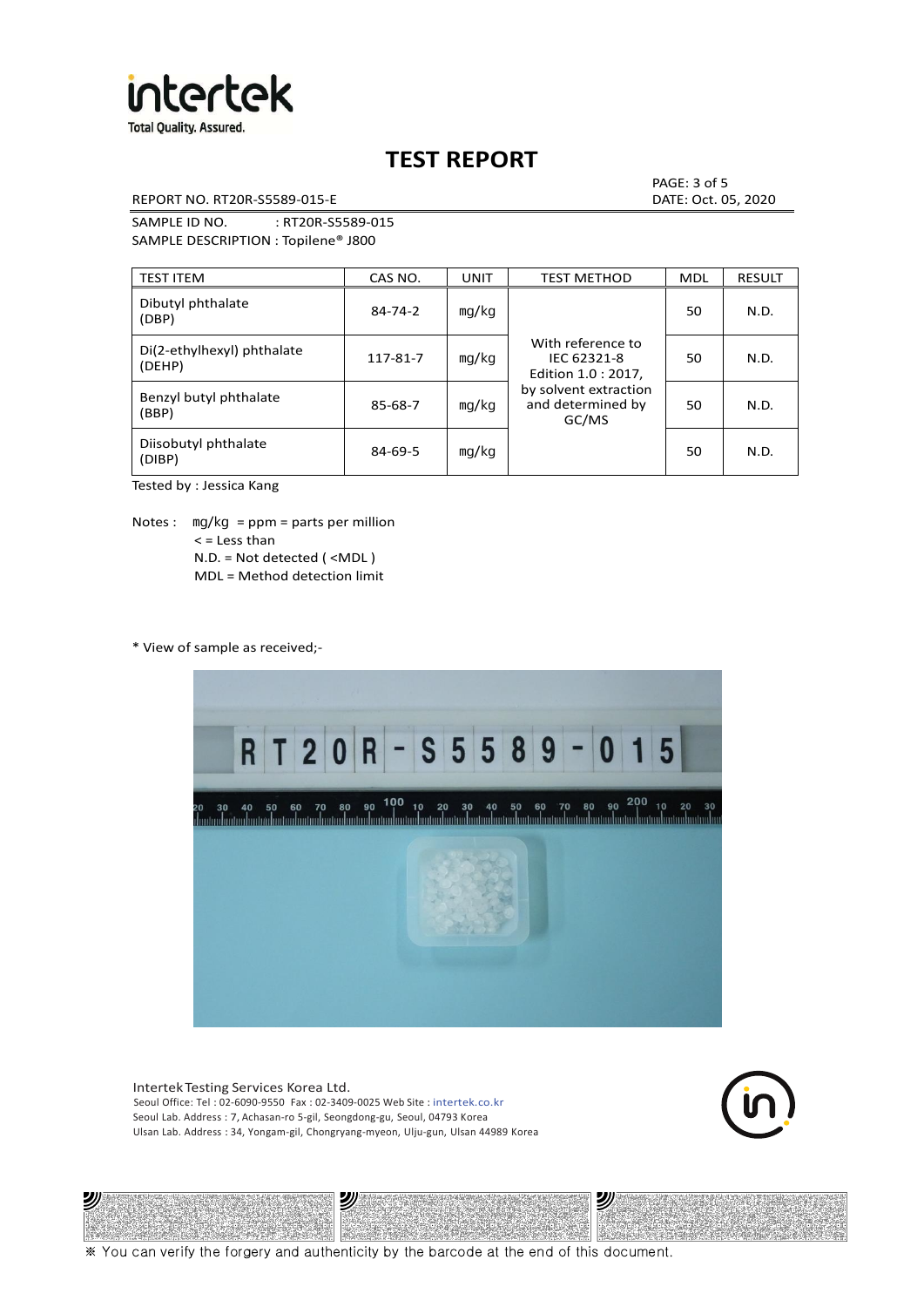# TEST REPORT

REPORT NO. RT20R-S5589-015-E

DATE: Oct. 05, 2020

SAMPLE ID NO. : RT20R-S5589-015

SAMPLE DESCRIPTION : Topilene® J800

| TEST ITEM | CAS NO. | UNIT | TEST METHOD | MDL | RESULT |
|---|---|---|---|---|---|
| Dibutyl phthalate (DBP) | 84-74-2 | mg/kg | With reference to IEC 62321-8 Edition 1.0 : 2017, by solvent extraction and determined by GC/MS | 50 | N.D. |
| Di(2-ethylhexyl) phthalate (DEHP) | 117-81-7 | mg/kg | | 50 | N.D. |
| Benzyl butyl phthalate (BBP) | 85-68-7 | mg/kg | | 50 | N.D. |
| Diisobutyl phthalate (DIBP) | 84-69-5 | mg/kg | | 50 | N.D. |

Tested by : Jessica Kang

Notes :
- mg/kg = ppm = parts per million
- < = Less than
- N.D. = Not detected ( <MDL )
- MDL = Method detection limit

\* View of sample as received;-

Intertek Testing Services Korea Ltd.
Seoul Office: Tel : 02-6090-9550 Fax : 02-3409-0025 Web Site : intertek.co.kr
Seoul Lab. Address : 7, Achasan-ro 5-gil, Seongdong-gu, Seoul, 04793 Korea
Ulsan Lab. Address : 34, Yongam-gil, Chongryang-myeon, Ulju-gun, Ulsan 44989 Korea

※ You can verify the forgery and authenticity by the barcode at the end of this document.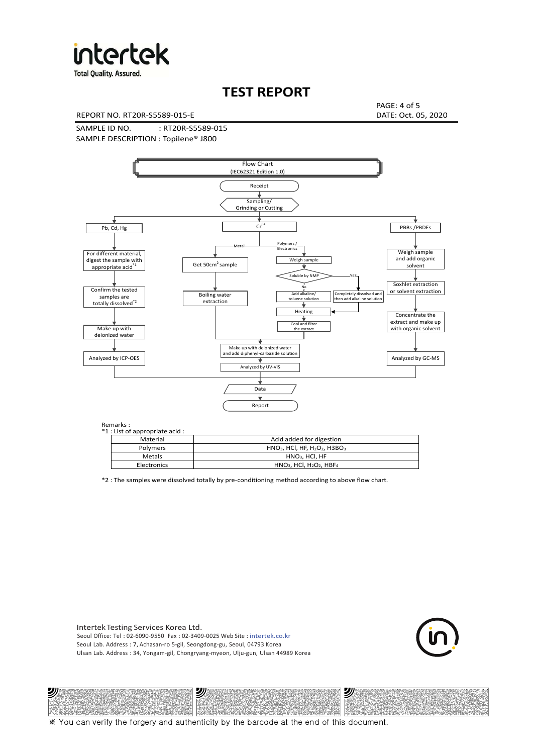# TEST REPORT

REPORT NO. RT20R-S5589-015-E

DATE: Oct. 05, 2020

SAMPLE ID NO. : RT20R-S5589-015

SAMPLE DESCRIPTION : Topilene® J800

Flow Chart
(IEC62321 Edition 1.0)

Receipt → Sampling/ Grinding or Cutting

- Pb, Cd, Hg → For different material, digest the sample with appropriate acid[*1] → Confirm the tested samples are totally dissolved[*2] → Make up with deionized water → Analyzed by ICP-OES
- $Cr^{6+}$
  - Metal → Get 50cm[2] sample → Boiling water extraction
  - Polymers / Electronics → Weigh sample → Soluble by NMP
    - No → Add alkaline/ toluene solution → Heating
    - YES → Completely dissolved and then add alkaline solution → Heating
    - Heating → Cool and filter the extract
  - → Make up with deionized water and add diphenyl-carbazide solution → Analyzed by UV-VIS
- PBBs /PBDEs → Weigh sample and add organic solvent → Soxhlet extraction or solvent extraction → Concentrate the extract and make up with organic solvent → Analyzed by GC-MS

→ Data → Report

Remarks :

*1 : List of appropriate acid :

| Material | Acid added for digestion |
|---|---|
| Polymers | $HNO_3$, HCl, HF, $H_2O_2$, $H3BO_3$ |
| Metals | $HNO_3$, HCl, HF |
| Electronics | $HNO_3$, HCl, $H_2O_2$, $HBF_4$ |

*2 : The samples were dissolved totally by pre-conditioning method according to above flow chart.

Intertek Testing Services Korea Ltd.
Seoul Office: Tel : 02-6090-9550 Fax : 02-3409-0025 Web Site : intertek.co.kr
Seoul Lab. Address : 7, Achasan-ro 5-gil, Seongdong-gu, Seoul, 04793 Korea
Ulsan Lab. Address : 34, Yongam-gil, Chongryang-myeon, Ulju-gun, Ulsan 44989 Korea

※ You can verify the forgery and authenticity by the barcode at the end of this document.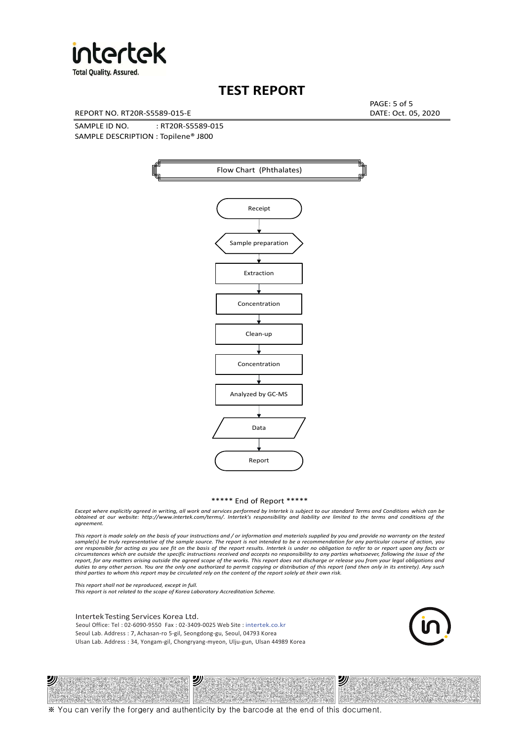# TEST REPORT

REPORT NO. RT20R-S5589-015-E

PAGE: 5 of 5
DATE: Oct. 05, 2020

SAMPLE ID NO. : RT20R-S5589-015
SAMPLE DESCRIPTION : Topilene® J800

## Flow Chart (Phthalates)

Receipt

Sample preparation

Extraction

Concentration

Clean-up

Concentration

Analyzed by GC-MS

Data

Report

***** End of Report *****

*Except where explicitly agreed in writing, all work and services performed by Intertek is subject to our standard Terms and Conditions which can be obtained at our website: http://www.intertek.com/terms/. Intertek's responsibility and liability are limited to the terms and conditions of the agreement.*

*This report is made solely on the basis of your instructions and / or information and materials supplied by you and provide no warranty on the tested sample(s) be truly representative of the sample source. The report is not intended to be a recommendation for any particular course of action, you are responsible for acting as you see fit on the basis of the report results. Intertek is under no obligation to refer to or report upon any facts or circumstances which are outside the specific instructions received and accepts no responsibility to any parties whatsoever, following the issue of the report, for any matters arising outside the agreed scope of the works. This report does not discharge or release you from your legal obligations and duties to any other person. You are the only one authorized to permit copying or distribution of this report (and then only in its entirety). Any such third parties to whom this report may be circulated rely on the content of the report solely at their own risk.*

*This report shall not be reproduced, except in full.*
*This report is not related to the scope of Korea Laboratory Accreditation Scheme.*

Intertek Testing Services Korea Ltd.
Seoul Office: Tel : 02-6090-9550 Fax : 02-3409-0025 Web Site : intertek.co.kr
Seoul Lab. Address : 7, Achasan-ro 5-gil, Seongdong-gu, Seoul, 04793 Korea
Ulsan Lab. Address : 34, Yongam-gil, Chongryang-myeon, Ulju-gun, Ulsan 44989 Korea

※ You can verify the forgery and authenticity by the barcode at the end of this document.